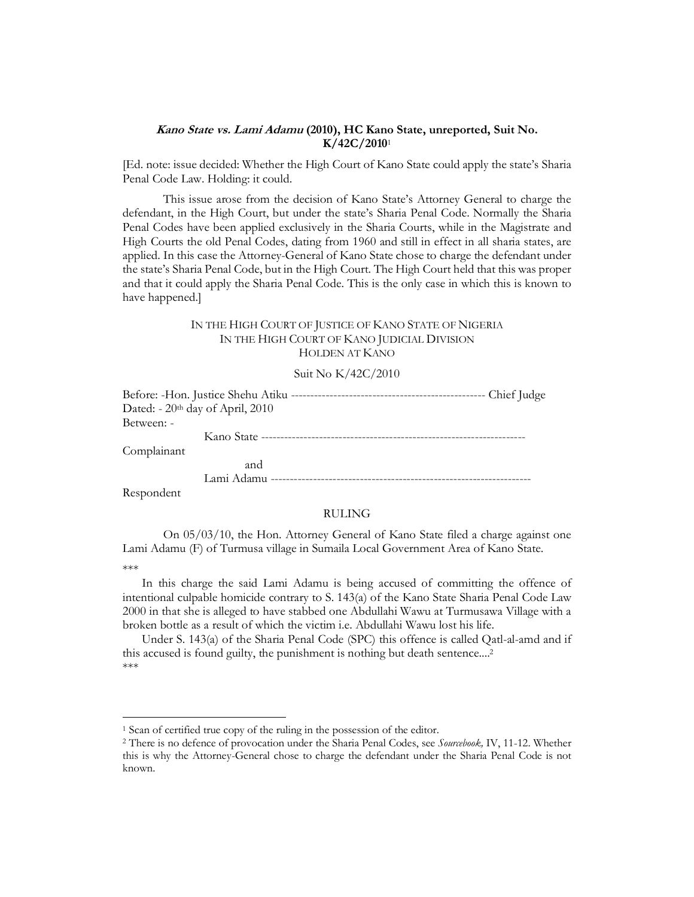***Kano State vs. Lami Adamu* (2010), HC Kano State, unreported, Suit No. K/42C/2010**[1]

[Ed. note: issue decided: Whether the High Court of Kano State could apply the state's Sharia Penal Code Law. Holding: it could.

This issue arose from the decision of Kano State's Attorney General to charge the defendant, in the High Court, but under the state's Sharia Penal Code. Normally the Sharia Penal Codes have been applied exclusively in the Sharia Courts, while in the Magistrate and High Courts the old Penal Codes, dating from 1960 and still in effect in all sharia states, are applied. In this case the Attorney-General of Kano State chose to charge the defendant under the state's Sharia Penal Code, but in the High Court. The High Court held that this was proper and that it could apply the Sharia Penal Code. This is the only case in which this is known to have happened.]

IN THE HIGH COURT OF JUSTICE OF KANO STATE OF NIGERIA
IN THE HIGH COURT OF KANO JUDICIAL DIVISION
HOLDEN AT KANO

Suit No K/42C/2010

Before: -Hon. Justice Shehu Atiku -------------------------------------------------- Chief Judge
Dated: - 20th day of April, 2010
Between: -

Kano State -------------------------------------------------------------------- Complainant

and

Lami Adamu ------------------------------------------------------------------- Respondent

RULING

On 05/03/10, the Hon. Attorney General of Kano State filed a charge against one Lami Adamu (F) of Turmusa village in Sumaila Local Government Area of Kano State.

***

In this charge the said Lami Adamu is being accused of committing the offence of intentional culpable homicide contrary to S. 143(a) of the Kano State Sharia Penal Code Law 2000 in that she is alleged to have stabbed one Abdullahi Wawu at Turmusawa Village with a broken bottle as a result of which the victim i.e. Abdullahi Wawu lost his life.

Under S. 143(a) of the Sharia Penal Code (SPC) this offence is called Qatl-al-amd and if this accused is found guilty, the punishment is nothing but death sentence....[2]

***

---

[1] Scan of certified true copy of the ruling in the possession of the editor.

[2] There is no defence of provocation under the Sharia Penal Codes, see *Sourcebook,* IV, 11-12. Whether this is why the Attorney-General chose to charge the defendant under the Sharia Penal Code is not known.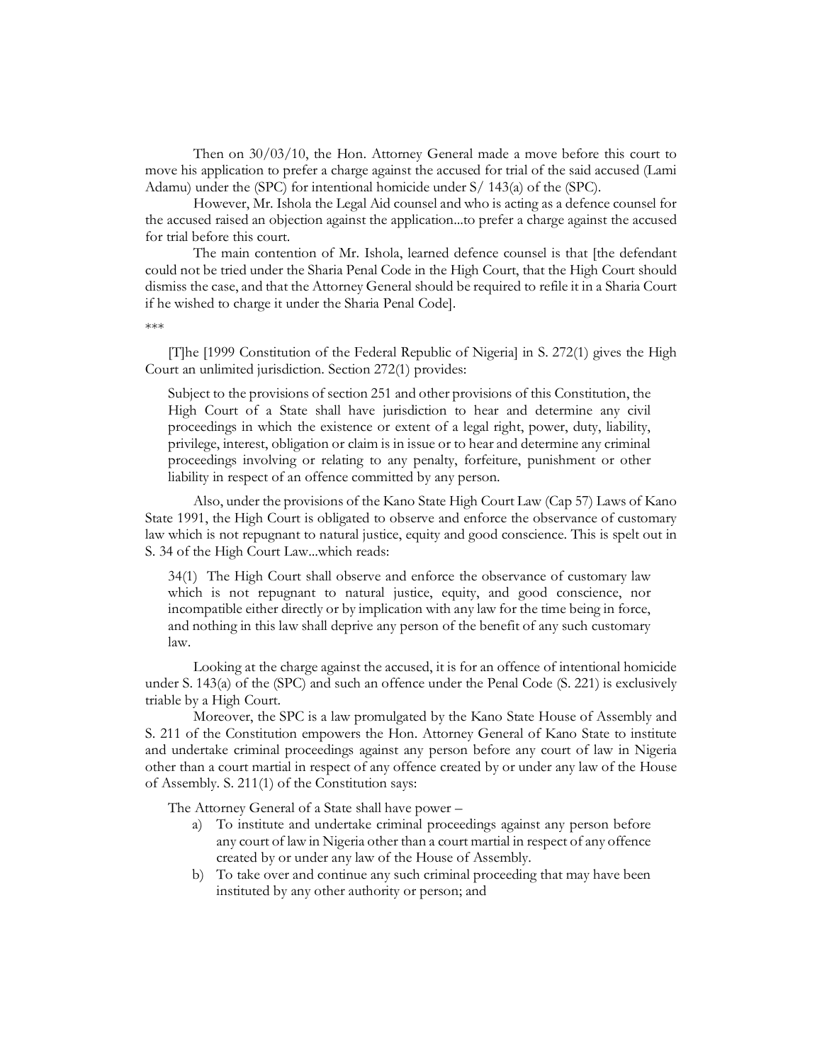Then on 30/03/10, the Hon. Attorney General made a move before this court to move his application to prefer a charge against the accused for trial of the said accused (Lami Adamu) under the (SPC) for intentional homicide under S/ 143(a) of the (SPC).

However, Mr. Ishola the Legal Aid counsel and who is acting as a defence counsel for the accused raised an objection against the application...to prefer a charge against the accused for trial before this court.

The main contention of Mr. Ishola, learned defence counsel is that [the defendant could not be tried under the Sharia Penal Code in the High Court, that the High Court should dismiss the case, and that the Attorney General should be required to refile it in a Sharia Court if he wished to charge it under the Sharia Penal Code].

\*\*\*

[T]he [1999 Constitution of the Federal Republic of Nigeria] in S. 272(1) gives the High Court an unlimited jurisdiction. Section 272(1) provides:

> Subject to the provisions of section 251 and other provisions of this Constitution, the High Court of a State shall have jurisdiction to hear and determine any civil proceedings in which the existence or extent of a legal right, power, duty, liability, privilege, interest, obligation or claim is in issue or to hear and determine any criminal proceedings involving or relating to any penalty, forfeiture, punishment or other liability in respect of an offence committed by any person.

Also, under the provisions of the Kano State High Court Law (Cap 57) Laws of Kano State 1991, the High Court is obligated to observe and enforce the observance of customary law which is not repugnant to natural justice, equity and good conscience. This is spelt out in S. 34 of the High Court Law...which reads:

> 34(1) The High Court shall observe and enforce the observance of customary law which is not repugnant to natural justice, equity, and good conscience, nor incompatible either directly or by implication with any law for the time being in force, and nothing in this law shall deprive any person of the benefit of any such customary law.

Looking at the charge against the accused, it is for an offence of intentional homicide under S. 143(a) of the (SPC) and such an offence under the Penal Code (S. 221) is exclusively triable by a High Court.

Moreover, the SPC is a law promulgated by the Kano State House of Assembly and S. 211 of the Constitution empowers the Hon. Attorney General of Kano State to institute and undertake criminal proceedings against any person before any court of law in Nigeria other than a court martial in respect of any offence created by or under any law of the House of Assembly. S. 211(1) of the Constitution says:

> The Attorney General of a State shall have power –
>
> a) To institute and undertake criminal proceedings against any person before any court of law in Nigeria other than a court martial in respect of any offence created by or under any law of the House of Assembly.
> b) To take over and continue any such criminal proceeding that may have been instituted by any other authority or person; and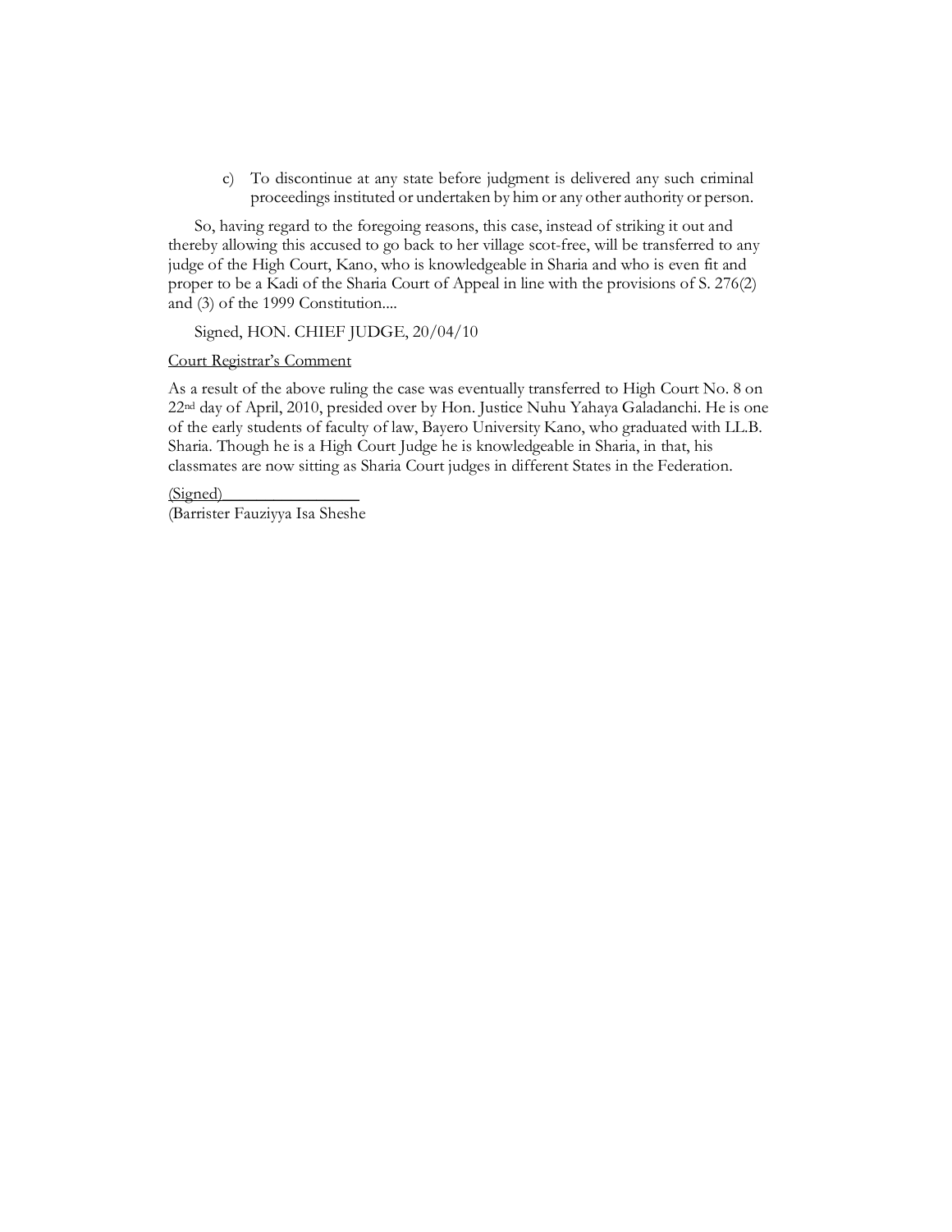c) To discontinue at any state before judgment is delivered any such criminal proceedings instituted or undertaken by him or any other authority or person.

So, having regard to the foregoing reasons, this case, instead of striking it out and thereby allowing this accused to go back to her village scot-free, will be transferred to any judge of the High Court, Kano, who is knowledgeable in Sharia and who is even fit and proper to be a Kadi of the Sharia Court of Appeal in line with the provisions of S. 276(2) and (3) of the 1999 Constitution....

Signed, HON. CHIEF JUDGE, 20/04/10

<u>Court Registrar's Comment</u>

As a result of the above ruling the case was eventually transferred to High Court No. 8 on 22nd day of April, 2010, presided over by Hon. Justice Nuhu Yahaya Galadanchi. He is one of the early students of faculty of law, Bayero University Kano, who graduated with LL.B. Sharia. Though he is a High Court Judge he is knowledgeable in Sharia, in that, his classmates are now sitting as Sharia Court judges in different States in the Federation.

<u>(Signed)\_\_\_\_\_\_\_\_\_\_\_\_\_\_\_\_</u>
(Barrister Fauziyya Isa Sheshe